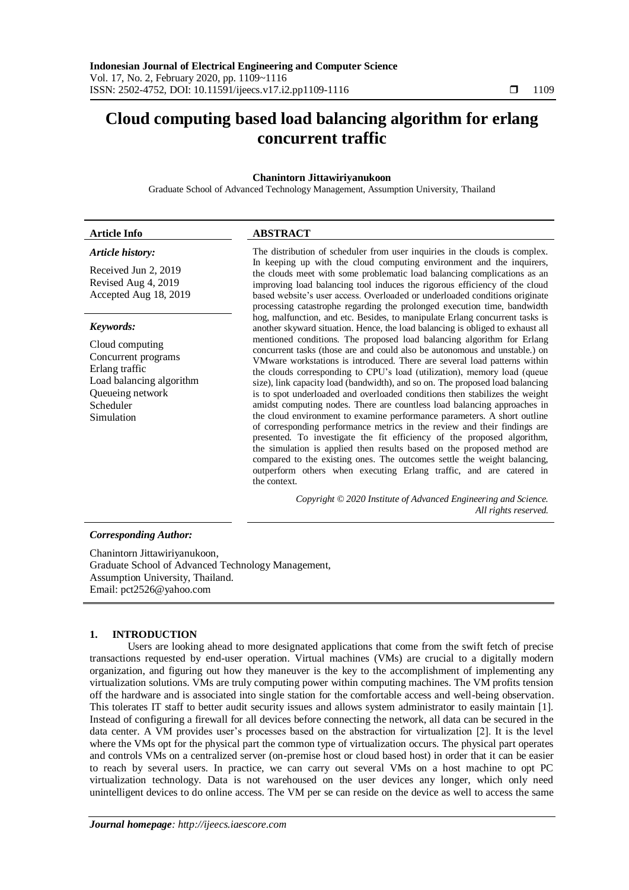# Cloud computing based load balancing algorithm for erlang concurrent traffic

**Chanintorn Jittawiriyanukoon**

Graduate School of Advanced Technology Management, Assumption University, Thailand

**Article Info**

*Article history:*

Received Jun 2, 2019
Revised Aug 4, 2019
Accepted Aug 18, 2019

*Keywords:*

Cloud computing
Concurrent programs
Erlang traffic
Load balancing algorithm
Queueing network
Scheduler
Simulation

**ABSTRACT**

The distribution of scheduler from user inquiries in the clouds is complex. In keeping up with the cloud computing environment and the inquirers, the clouds meet with some problematic load balancing complications as an improving load balancing tool induces the rigorous efficiency of the cloud based website's user access. Overloaded or underloaded conditions originate processing catastrophe regarding the prolonged execution time, bandwidth hog, malfunction, and etc. Besides, to manipulate Erlang concurrent tasks is another skyward situation. Hence, the load balancing is obliged to exhaust all mentioned conditions. The proposed load balancing algorithm for Erlang concurrent tasks (those are and could also be autonomous and unstable.) on VMware workstations is introduced. There are several load patterns within the clouds corresponding to CPU's load (utilization), memory load (queue size), link capacity load (bandwidth), and so on. The proposed load balancing is to spot underloaded and overloaded conditions then stabilizes the weight amidst computing nodes. There are countless load balancing approaches in the cloud environment to examine performance parameters. A short outline of corresponding performance metrics in the review and their findings are presented. To investigate the fit efficiency of the proposed algorithm, the simulation is applied then results based on the proposed method are compared to the existing ones. The outcomes settle the weight balancing, outperform others when executing Erlang traffic, and are catered in the context.

*Copyright © 2020 Institute of Advanced Engineering and Science. All rights reserved.*

***Corresponding Author:***

Chanintorn Jittawiriyanukoon,
Graduate School of Advanced Technology Management,
Assumption University, Thailand.
Email: pct2526@yahoo.com

## 1. INTRODUCTION

Users are looking ahead to more designated applications that come from the swift fetch of precise transactions requested by end-user operation. Virtual machines (VMs) are crucial to a digitally modern organization, and figuring out how they maneuver is the key to the accomplishment of implementing any virtualization solutions. VMs are truly computing power within computing machines. The VM profits tension off the hardware and is associated into single station for the comfortable access and well-being observation. This tolerates IT staff to better audit security issues and allows system administrator to easily maintain [1]. Instead of configuring a firewall for all devices before connecting the network, all data can be secured in the data center. A VM provides user's processes based on the abstraction for virtualization [2]. It is the level where the VMs opt for the physical part the common type of virtualization occurs. The physical part operates and controls VMs on a centralized server (on-premise host or cloud based host) in order that it can be easier to reach by several users. In practice, we can carry out several VMs on a host machine to opt PC virtualization technology. Data is not warehoused on the user devices any longer, which only need unintelligent devices to do online access. The VM per se can reside on the device as well to access the same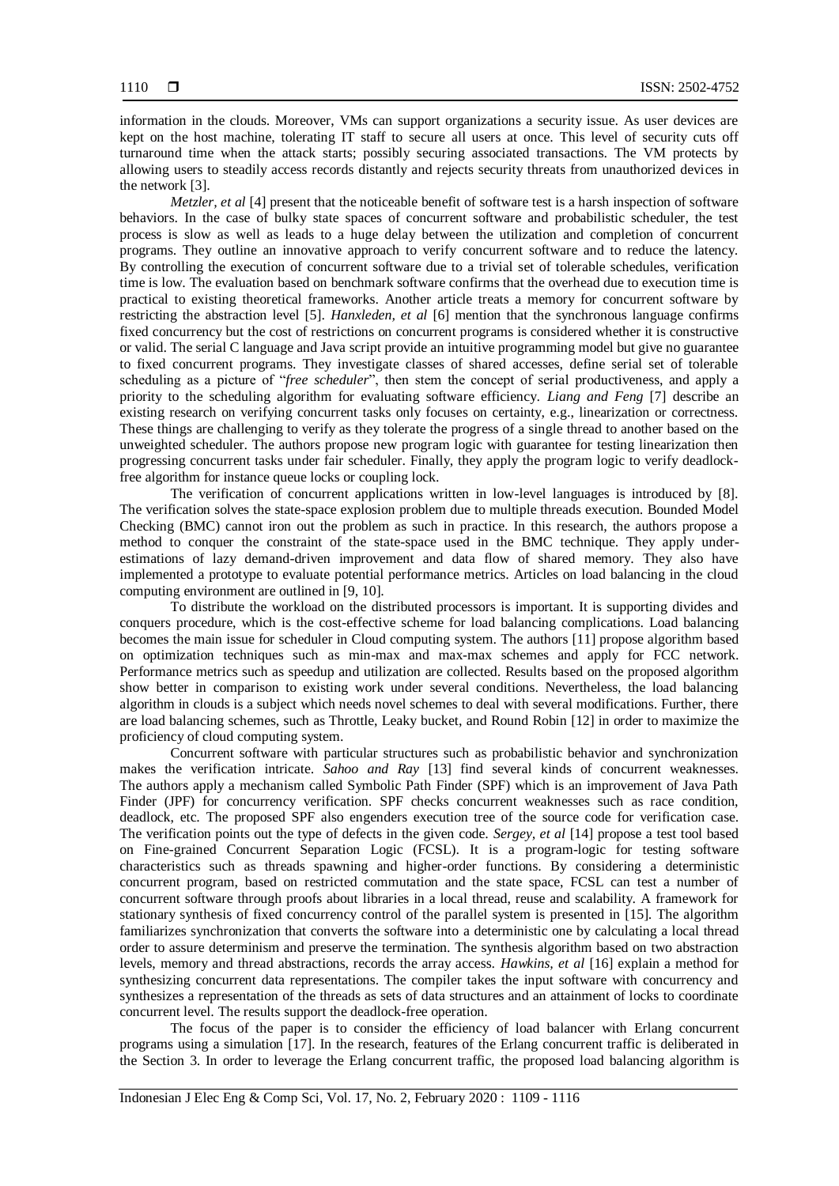information in the clouds. Moreover, VMs can support organizations a security issue. As user devices are kept on the host machine, tolerating IT staff to secure all users at once. This level of security cuts off turnaround time when the attack starts; possibly securing associated transactions. The VM protects by allowing users to steadily access records distantly and rejects security threats from unauthorized devices in the network [3].

*Metzler, et al* [4] present that the noticeable benefit of software test is a harsh inspection of software behaviors. In the case of bulky state spaces of concurrent software and probabilistic scheduler, the test process is slow as well as leads to a huge delay between the utilization and completion of concurrent programs. They outline an innovative approach to verify concurrent software and to reduce the latency. By controlling the execution of concurrent software due to a trivial set of tolerable schedules, verification time is low. The evaluation based on benchmark software confirms that the overhead due to execution time is practical to existing theoretical frameworks. Another article treats a memory for concurrent software by restricting the abstraction level [5]. *Hanxleden, et al* [6] mention that the synchronous language confirms fixed concurrency but the cost of restrictions on concurrent programs is considered whether it is constructive or valid. The serial C language and Java script provide an intuitive programming model but give no guarantee to fixed concurrent programs. They investigate classes of shared accesses, define serial set of tolerable scheduling as a picture of "*free scheduler*", then stem the concept of serial productiveness, and apply a priority to the scheduling algorithm for evaluating software efficiency. *Liang and Feng* [7] describe an existing research on verifying concurrent tasks only focuses on certainty, e.g., linearization or correctness. These things are challenging to verify as they tolerate the progress of a single thread to another based on the unweighted scheduler. The authors propose new program logic with guarantee for testing linearization then progressing concurrent tasks under fair scheduler. Finally, they apply the program logic to verify deadlock-free algorithm for instance queue locks or coupling lock.

The verification of concurrent applications written in low-level languages is introduced by [8]. The verification solves the state-space explosion problem due to multiple threads execution. Bounded Model Checking (BMC) cannot iron out the problem as such in practice. In this research, the authors propose a method to conquer the constraint of the state-space used in the BMC technique. They apply under-estimations of lazy demand-driven improvement and data flow of shared memory. They also have implemented a prototype to evaluate potential performance metrics. Articles on load balancing in the cloud computing environment are outlined in [9, 10].

To distribute the workload on the distributed processors is important. It is supporting divides and conquers procedure, which is the cost-effective scheme for load balancing complications. Load balancing becomes the main issue for scheduler in Cloud computing system. The authors [11] propose algorithm based on optimization techniques such as min-max and max-max schemes and apply for FCC network. Performance metrics such as speedup and utilization are collected. Results based on the proposed algorithm show better in comparison to existing work under several conditions. Nevertheless, the load balancing algorithm in clouds is a subject which needs novel schemes to deal with several modifications. Further, there are load balancing schemes, such as Throttle, Leaky bucket, and Round Robin [12] in order to maximize the proficiency of cloud computing system.

Concurrent software with particular structures such as probabilistic behavior and synchronization makes the verification intricate. *Sahoo and Ray* [13] find several kinds of concurrent weaknesses. The authors apply a mechanism called Symbolic Path Finder (SPF) which is an improvement of Java Path Finder (JPF) for concurrency verification. SPF checks concurrent weaknesses such as race condition, deadlock, etc. The proposed SPF also engenders execution tree of the source code for verification case. The verification points out the type of defects in the given code. *Sergey, et al* [14] propose a test tool based on Fine-grained Concurrent Separation Logic (FCSL). It is a program-logic for testing software characteristics such as threads spawning and higher-order functions. By considering a deterministic concurrent program, based on restricted commutation and the state space, FCSL can test a number of concurrent software through proofs about libraries in a local thread, reuse and scalability. A framework for stationary synthesis of fixed concurrency control of the parallel system is presented in [15]. The algorithm familiarizes synchronization that converts the software into a deterministic one by calculating a local thread order to assure determinism and preserve the termination. The synthesis algorithm based on two abstraction levels, memory and thread abstractions, records the array access. *Hawkins, et al* [16] explain a method for synthesizing concurrent data representations. The compiler takes the input software with concurrency and synthesizes a representation of the threads as sets of data structures and an attainment of locks to coordinate concurrent level. The results support the deadlock-free operation.

The focus of the paper is to consider the efficiency of load balancer with Erlang concurrent programs using a simulation [17]. In the research, features of the Erlang concurrent traffic is deliberated in the Section 3. In order to leverage the Erlang concurrent traffic, the proposed load balancing algorithm is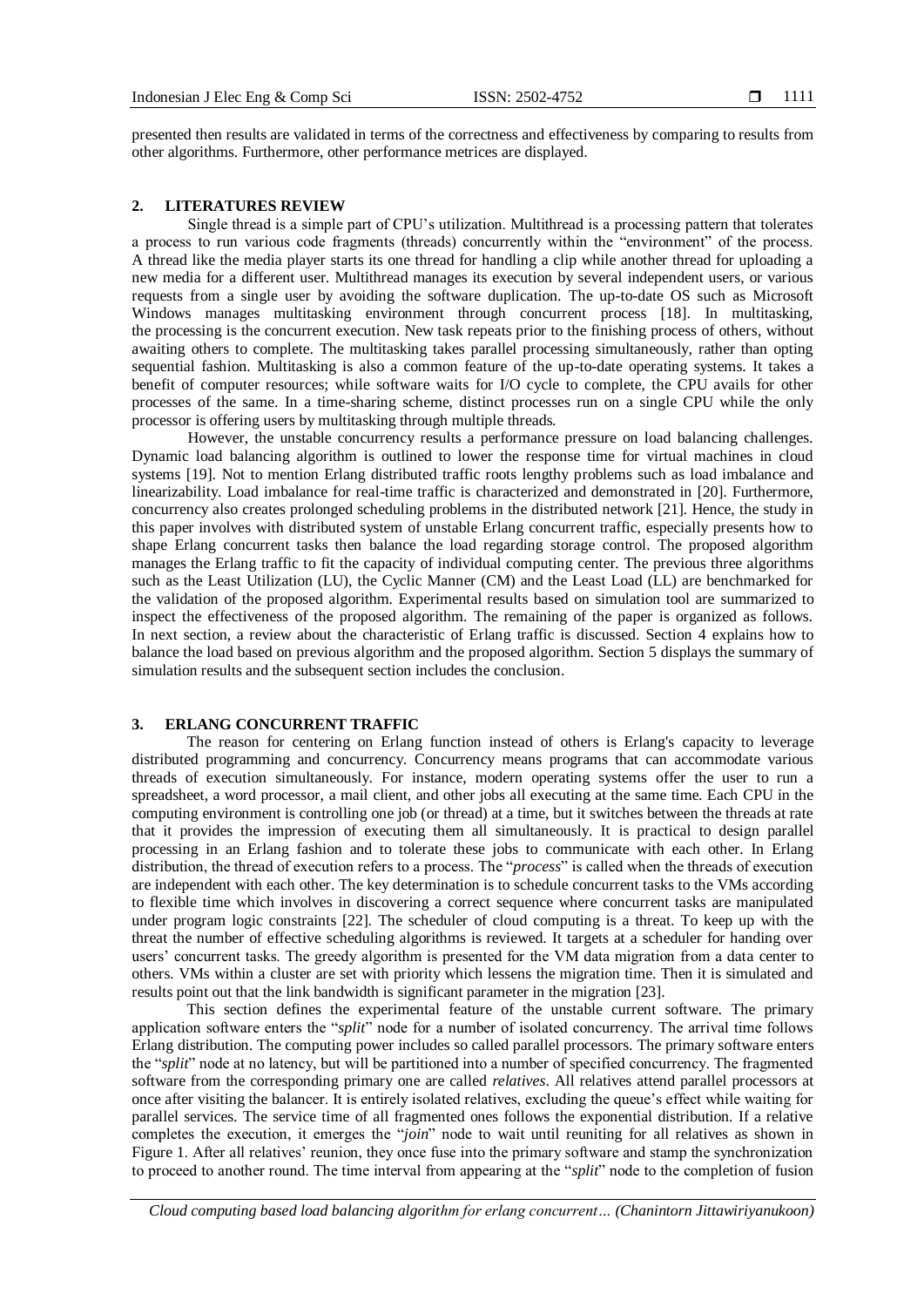presented then results are validated in terms of the correctness and effectiveness by comparing to results from other algorithms. Furthermore, other performance metrices are displayed.

## 2. LITERATURES REVIEW

Single thread is a simple part of CPU's utilization. Multithread is a processing pattern that tolerates a process to run various code fragments (threads) concurrently within the "environment" of the process. A thread like the media player starts its one thread for handling a clip while another thread for uploading a new media for a different user. Multithread manages its execution by several independent users, or various requests from a single user by avoiding the software duplication. The up-to-date OS such as Microsoft Windows manages multitasking environment through concurrent process [18]. In multitasking, the processing is the concurrent execution. New task repeats prior to the finishing process of others, without awaiting others to complete. The multitasking takes parallel processing simultaneously, rather than opting sequential fashion. Multitasking is also a common feature of the up-to-date operating systems. It takes a benefit of computer resources; while software waits for I/O cycle to complete, the CPU avails for other processes of the same. In a time-sharing scheme, distinct processes run on a single CPU while the only processor is offering users by multitasking through multiple threads.

However, the unstable concurrency results a performance pressure on load balancing challenges. Dynamic load balancing algorithm is outlined to lower the response time for virtual machines in cloud systems [19]. Not to mention Erlang distributed traffic roots lengthy problems such as load imbalance and linearizability. Load imbalance for real-time traffic is characterized and demonstrated in [20]. Furthermore, concurrency also creates prolonged scheduling problems in the distributed network [21]. Hence, the study in this paper involves with distributed system of unstable Erlang concurrent traffic, especially presents how to shape Erlang concurrent tasks then balance the load regarding storage control. The proposed algorithm manages the Erlang traffic to fit the capacity of individual computing center. The previous three algorithms such as the Least Utilization (LU), the Cyclic Manner (CM) and the Least Load (LL) are benchmarked for the validation of the proposed algorithm. Experimental results based on simulation tool are summarized to inspect the effectiveness of the proposed algorithm. The remaining of the paper is organized as follows. In next section, a review about the characteristic of Erlang traffic is discussed. Section 4 explains how to balance the load based on previous algorithm and the proposed algorithm. Section 5 displays the summary of simulation results and the subsequent section includes the conclusion.

## 3. ERLANG CONCURRENT TRAFFIC

The reason for centering on Erlang function instead of others is Erlang's capacity to leverage distributed programming and concurrency. Concurrency means programs that can accommodate various threads of execution simultaneously. For instance, modern operating systems offer the user to run a spreadsheet, a word processor, a mail client, and other jobs all executing at the same time. Each CPU in the computing environment is controlling one job (or thread) at a time, but it switches between the threads at rate that it provides the impression of executing them all simultaneously. It is practical to design parallel processing in an Erlang fashion and to tolerate these jobs to communicate with each other. In Erlang distribution, the thread of execution refers to a process. The "*process*" is called when the threads of execution are independent with each other. The key determination is to schedule concurrent tasks to the VMs according to flexible time which involves in discovering a correct sequence where concurrent tasks are manipulated under program logic constraints [22]. The scheduler of cloud computing is a threat. To keep up with the threat the number of effective scheduling algorithms is reviewed. It targets at a scheduler for handing over users' concurrent tasks. The greedy algorithm is presented for the VM data migration from a data center to others. VMs within a cluster are set with priority which lessens the migration time. Then it is simulated and results point out that the link bandwidth is significant parameter in the migration [23].

This section defines the experimental feature of the unstable current software. The primary application software enters the "*split*" node for a number of isolated concurrency. The arrival time follows Erlang distribution. The computing power includes so called parallel processors. The primary software enters the "*split*" node at no latency, but will be partitioned into a number of specified concurrency. The fragmented software from the corresponding primary one are called *relatives*. All relatives attend parallel processors at once after visiting the balancer. It is entirely isolated relatives, excluding the queue's effect while waiting for parallel services. The service time of all fragmented ones follows the exponential distribution. If a relative completes the execution, it emerges the "*join*" node to wait until reuniting for all relatives as shown in Figure 1. After all relatives' reunion, they once fuse into the primary software and stamp the synchronization to proceed to another round. The time interval from appearing at the "*split*" node to the completion of fusion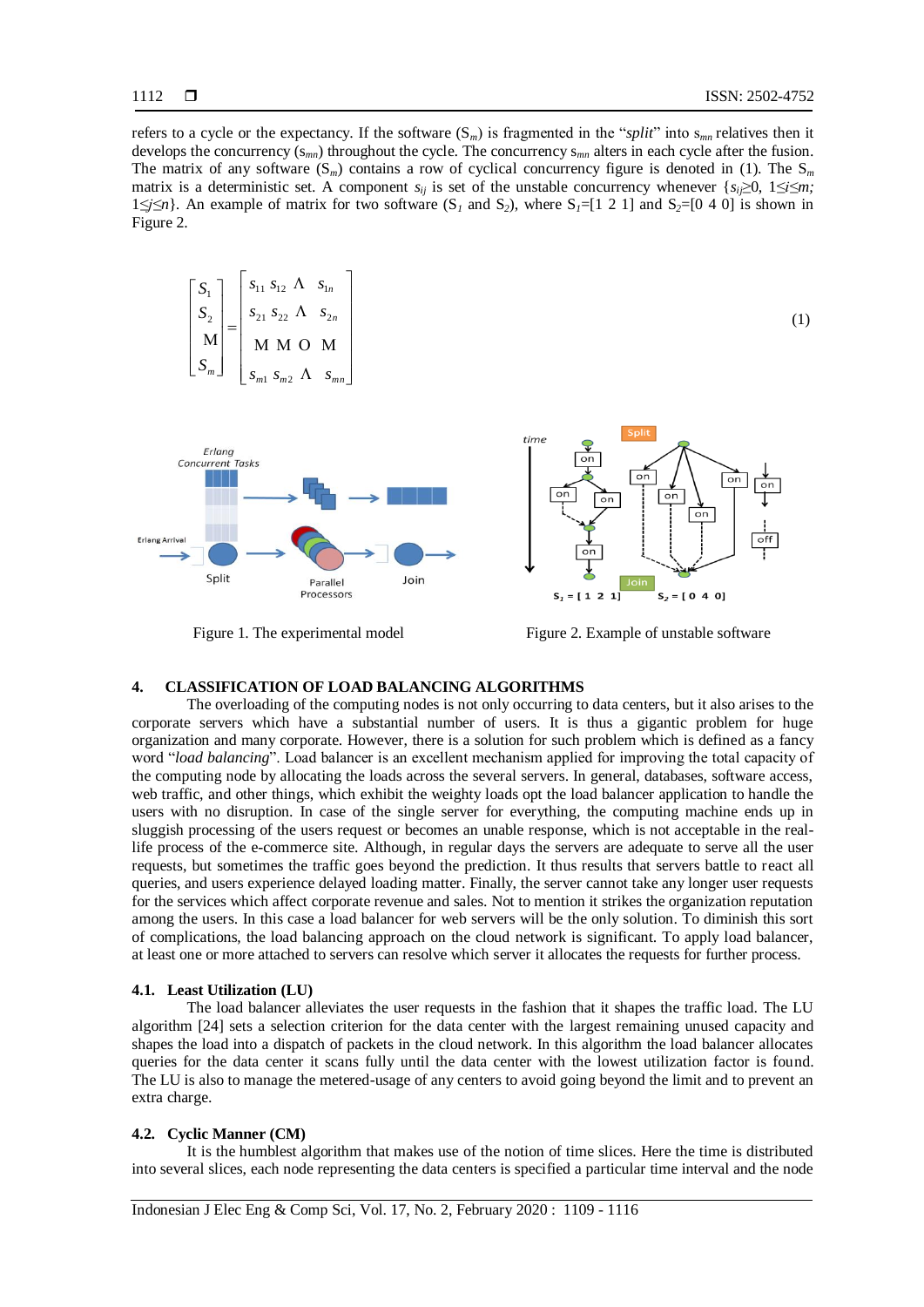refers to a cycle or the expectancy. If the software ($S_m$) is fragmented in the "*split*" into $s_{mn}$ relatives then it develops the concurrency ($s_{mn}$) throughout the cycle. The concurrency $s_{mn}$ alters in each cycle after the fusion. The matrix of any software ($S_m$) contains a row of cyclical concurrency figure is denoted in (1). The $S_m$ matrix is a deterministic set. A component $s_{ij}$ is set of the unstable concurrency whenever $\{s_{ij} \geq 0, 1 \leq i \leq m; 1 \leq j \leq n\}$. An example of matrix for two software ($S_1$ and $S_2$), where $S_1$=[1 2 1] and $S_2$=[0 4 0] is shown in Figure 2.

$$\begin{bmatrix} S_1 \\ S_2 \\ \vdots \\ S_m \end{bmatrix} = \begin{bmatrix} s_{11} & s_{12} & \cdots & s_{1n} \\ s_{21} & s_{22} & \cdots & s_{2n} \\ \vdots & \vdots & \ddots & \vdots \\ s_{m1} & s_{m2} & \cdots & s_{mn} \end{bmatrix} \quad (1)$$

Figure 1. The experimental model

Figure 2. Example of unstable software

## 4. CLASSIFICATION OF LOAD BALANCING ALGORITHMS

The overloading of the computing nodes is not only occurring to data centers, but it also arises to the corporate servers which have a substantial number of users. It is thus a gigantic problem for huge organization and many corporate. However, there is a solution for such problem which is defined as a fancy word "*load balancing*". Load balancer is an excellent mechanism applied for improving the total capacity of the computing node by allocating the loads across the several servers. In general, databases, software access, web traffic, and other things, which exhibit the weighty loads opt the load balancer application to handle the users with no disruption. In case of the single server for everything, the computing machine ends up in sluggish processing of the users request or becomes an unable response, which is not acceptable in the real-life process of the e-commerce site. Although, in regular days the servers are adequate to serve all the user requests, but sometimes the traffic goes beyond the prediction. It thus results that servers battle to react all queries, and users experience delayed loading matter. Finally, the server cannot take any longer user requests for the services which affect corporate revenue and sales. Not to mention it strikes the organization reputation among the users. In this case a load balancer for web servers will be the only solution. To diminish this sort of complications, the load balancing approach on the cloud network is significant. To apply load balancer, at least one or more attached to servers can resolve which server it allocates the requests for further process.

### 4.1. Least Utilization (LU)

The load balancer alleviates the user requests in the fashion that it shapes the traffic load. The LU algorithm [24] sets a selection criterion for the data center with the largest remaining unused capacity and shapes the load into a dispatch of packets in the cloud network. In this algorithm the load balancer allocates queries for the data center it scans fully until the data center with the lowest utilization factor is found. The LU is also to manage the metered-usage of any centers to avoid going beyond the limit and to prevent an extra charge.

### 4.2. Cyclic Manner (CM)

It is the humblest algorithm that makes use of the notion of time slices. Here the time is distributed into several slices, each node representing the data centers is specified a particular time interval and the node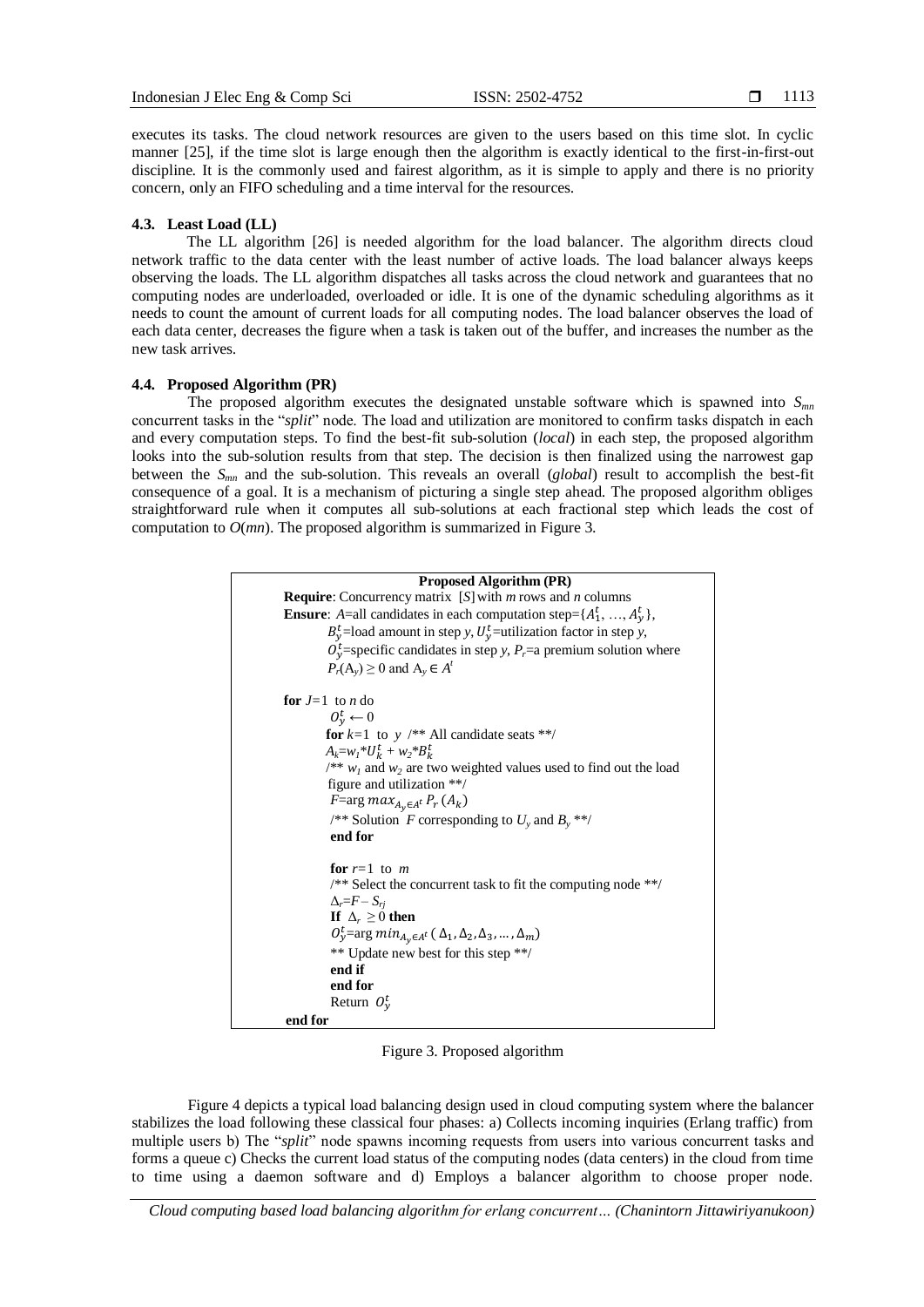executes its tasks. The cloud network resources are given to the users based on this time slot. In cyclic manner [25], if the time slot is large enough then the algorithm is exactly identical to the first-in-first-out discipline. It is the commonly used and fairest algorithm, as it is simple to apply and there is no priority concern, only an FIFO scheduling and a time interval for the resources.

### 4.3. Least Load (LL)

The LL algorithm [26] is needed algorithm for the load balancer. The algorithm directs cloud network traffic to the data center with the least number of active loads. The load balancer always keeps observing the loads. The LL algorithm dispatches all tasks across the cloud network and guarantees that no computing nodes are underloaded, overloaded or idle. It is one of the dynamic scheduling algorithms as it needs to count the amount of current loads for all computing nodes. The load balancer observes the load of each data center, decreases the figure when a task is taken out of the buffer, and increases the number as the new task arrives.

### 4.4. Proposed Algorithm (PR)

The proposed algorithm executes the designated unstable software which is spawned into $S_{mn}$ concurrent tasks in the "*split*" node. The load and utilization are monitored to confirm tasks dispatch in each and every computation steps. To find the best-fit sub-solution (*local*) in each step, the proposed algorithm looks into the sub-solution results from that step. The decision is then finalized using the narrowest gap between the $S_{mn}$ and the sub-solution. This reveals an overall (*global*) result to accomplish the best-fit consequence of a goal. It is a mechanism of picturing a single step ahead. The proposed algorithm obliges straightforward rule when it computes all sub-solutions at each fractional step which leads the cost of computation to $O(mn)$. The proposed algorithm is summarized in Figure 3.

**Proposed Algorithm (PR)**

**Require**: Concurrency matrix $[S]$ with *m* rows and *n* columns
**Ensure**: $A$=all candidates in each computation step=$\{A_1^t, \ldots, A_y^t\}$,
$B_y^t$=load amount in step *y*, $U_y^t$=utilization factor in step *y*,
$O_y^t$=specific candidates in step *y*, $P_r$=a premium solution where
$P_r(A_y) \geq 0$ and $A_y \in A^t$

**for** $J$=1 to *n* do
  $O_y^t \leftarrow 0$
  **for** $k$=1 to $y$ /** All candidate seats **/
  $A_k$=$w_1$*$U_k^t$ + $w_2$*$B_k^t$
  /** $w_1$ and $w_2$ are two weighted values used to find out the load figure and utilization **/
  $F$=arg $max_{A_y \in A^t} P_r(A_k)$
  /** Solution $F$ corresponding to $U_y$ and $B_y$ **/
  **end for**

  **for** $r$=1 to $m$
  /** Select the concurrent task to fit the computing node **/
  $\Delta_r$=$F - S_{rj}$
  **If** $\Delta_r \geq 0$ **then**
  $O_y^t$=arg $min_{A_y \in A^t}(\Delta_1, \Delta_2, \Delta_3, \ldots, \Delta_m)$
  ** Update new best for this step **/
  **end if**
  **end for**
  Return $O_y^t$
**end for**

Figure 3. Proposed algorithm

Figure 4 depicts a typical load balancing design used in cloud computing system where the balancer stabilizes the load following these classical four phases: a) Collects incoming inquiries (Erlang traffic) from multiple users b) The "*split*" node spawns incoming requests from users into various concurrent tasks and forms a queue c) Checks the current load status of the computing nodes (data centers) in the cloud from time to time using a daemon software and d) Employs a balancer algorithm to choose proper node.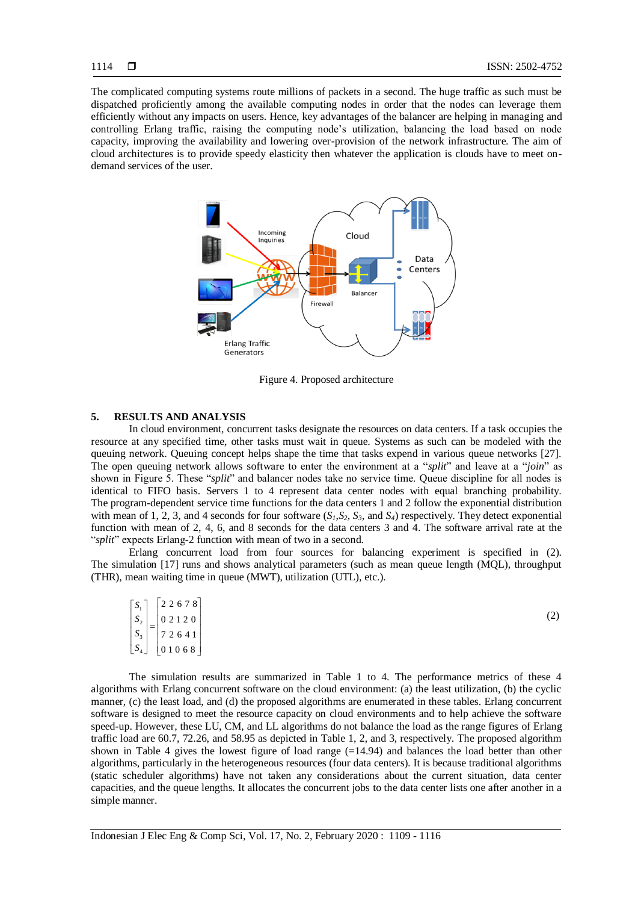The complicated computing systems route millions of packets in a second. The huge traffic as such must be dispatched proficiently among the available computing nodes in order that the nodes can leverage them efficiently without any impacts on users. Hence, key advantages of the balancer are helping in managing and controlling Erlang traffic, raising the computing node's utilization, balancing the load based on node capacity, improving the availability and lowering over-provision of the network infrastructure. The aim of cloud architectures is to provide speedy elasticity then whatever the application is clouds have to meet on-demand services of the user.

Figure 4. Proposed architecture

## 5. RESULTS AND ANALYSIS

In cloud environment, concurrent tasks designate the resources on data centers. If a task occupies the resource at any specified time, other tasks must wait in queue. Systems as such can be modeled with the queuing network. Queuing concept helps shape the time that tasks expend in various queue networks [27]. The open queuing network allows software to enter the environment at a "*split*" and leave at a "*join*" as shown in Figure 5. These "*split*" and balancer nodes take no service time. Queue discipline for all nodes is identical to FIFO basis. Servers 1 to 4 represent data center nodes with equal branching probability. The program-dependent service time functions for the data centers 1 and 2 follow the exponential distribution with mean of 1, 2, 3, and 4 seconds for four software ($S_1$, $S_2$, $S_3$, and $S_4$) respectively. They detect exponential function with mean of 2, 4, 6, and 8 seconds for the data centers 3 and 4. The software arrival rate at the "*split*" expects Erlang-2 function with mean of two in a second.

Erlang concurrent load from four sources for balancing experiment is specified in (2). The simulation [17] runs and shows analytical parameters (such as mean queue length (MQL), throughput (THR), mean waiting time in queue (MWT), utilization (UTL), etc.).

$$\begin{bmatrix} S_1 \\ S_2 \\ S_3 \\ S_4 \end{bmatrix} = \begin{bmatrix} 2\;2\;6\;7\;8 \\ 0\;2\;1\;2\;0 \\ 7\;2\;6\;4\;1 \\ 0\;1\;0\;6\;8 \end{bmatrix} \tag{2}$$

The simulation results are summarized in Table 1 to 4. The performance metrics of these 4 algorithms with Erlang concurrent software on the cloud environment: (a) the least utilization, (b) the cyclic manner, (c) the least load, and (d) the proposed algorithms are enumerated in these tables. Erlang concurrent software is designed to meet the resource capacity on cloud environments and to help achieve the software speed-up. However, these LU, CM, and LL algorithms do not balance the load as the range figures of Erlang traffic load are 60.7, 72.26, and 58.95 as depicted in Table 1, 2, and 3, respectively. The proposed algorithm shown in Table 4 gives the lowest figure of load range (=14.94) and balances the load better than other algorithms, particularly in the heterogeneous resources (four data centers). It is because traditional algorithms (static scheduler algorithms) have not taken any considerations about the current situation, data center capacities, and the queue lengths. It allocates the concurrent jobs to the data center lists one after another in a simple manner.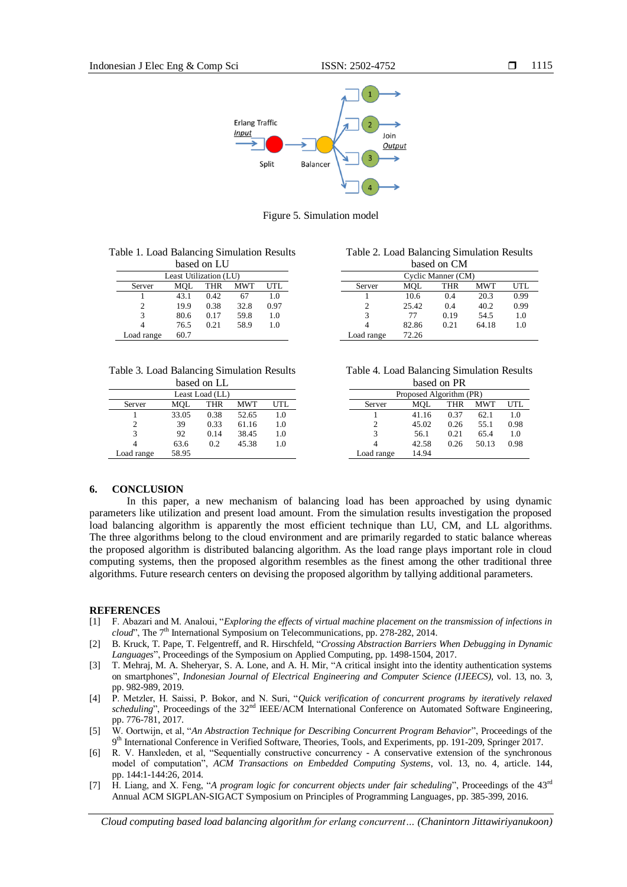Figure 5. Simulation model

Table 1. Load Balancing Simulation Results based on LU

| Least Utilization (LU) | | | | |
|---|---|---|---|---|
| Server | MQL | THR | MWT | UTL |
| 1 | 43.1 | 0.42 | 67 | 1.0 |
| 2 | 19.9 | 0.38 | 32.8 | 0.97 |
| 3 | 80.6 | 0.17 | 59.8 | 1.0 |
| 4 | 76.5 | 0.21 | 58.9 | 1.0 |
| Load range | 60.7 | | | |

Table 2. Load Balancing Simulation Results based on CM

| Cyclic Manner (CM) | | | | |
|---|---|---|---|---|
| Server | MQL | THR | MWT | UTL |
| 1 | 10.6 | 0.4 | 20.3 | 0.99 |
| 2 | 25.42 | 0.4 | 40.2 | 0.99 |
| 3 | 77 | 0.19 | 54.5 | 1.0 |
| 4 | 82.86 | 0.21 | 64.18 | 1.0 |
| Load range | 72.26 | | | |

Table 3. Load Balancing Simulation Results based on LL

| Least Load (LL) | | | | |
|---|---|---|---|---|
| Server | MQL | THR | MWT | UTL |
| 1 | 33.05 | 0.38 | 52.65 | 1.0 |
| 2 | 39 | 0.33 | 61.16 | 1.0 |
| 3 | 92 | 0.14 | 38.45 | 1.0 |
| 4 | 63.6 | 0.2 | 45.38 | 1.0 |
| Load range | 58.95 | | | |

Table 4. Load Balancing Simulation Results based on PR

| Proposed Algorithm (PR) | | | | |
|---|---|---|---|---|
| Server | MQL | THR | MWT | UTL |
| 1 | 41.16 | 0.37 | 62.1 | 1.0 |
| 2 | 45.02 | 0.26 | 55.1 | 0.98 |
| 3 | 56.1 | 0.21 | 65.4 | 1.0 |
| 4 | 42.58 | 0.26 | 50.13 | 0.98 |
| Load range | 14.94 | | | |

## 6. CONCLUSION

In this paper, a new mechanism of balancing load has been approached by using dynamic parameters like utilization and present load amount. From the simulation results investigation the proposed load balancing algorithm is apparently the most efficient technique than LU, CM, and LL algorithms. The three algorithms belong to the cloud environment and are primarily regarded to static balance whereas the proposed algorithm is distributed balancing algorithm. As the load range plays important role in cloud computing systems, then the proposed algorithm resembles as the finest among the other traditional three algorithms. Future research centers on devising the proposed algorithm by tallying additional parameters.

## REFERENCES

[1] F. Abazari and M. Analoui, "*Exploring the effects of virtual machine placement on the transmission of infections in cloud*", The 7th International Symposium on Telecommunications, pp. 278-282, 2014.

[2] B. Kruck, T. Pape, T. Felgentreff, and R. Hirschfeld, "*Crossing Abstraction Barriers When Debugging in Dynamic Languages*", Proceedings of the Symposium on Applied Computing, pp. 1498-1504, 2017.

[3] T. Mehraj, M. A. Sheheryar, S. A. Lone, and A. H. Mir, "A critical insight into the identity authentication systems on smartphones", *Indonesian Journal of Electrical Engineering and Computer Science (IJEECS)*, vol. 13, no. 3, pp. 982-989, 2019.

[4] P. Metzler, H. Saissi, P. Bokor, and N. Suri, "*Quick verification of concurrent programs by iteratively relaxed scheduling*", Proceedings of the 32nd IEEE/ACM International Conference on Automated Software Engineering, pp. 776-781, 2017.

[5] W. Oortwijn, et al, "*An Abstraction Technique for Describing Concurrent Program Behavior*", Proceedings of the 9th International Conference in Verified Software, Theories, Tools, and Experiments, pp. 191-209, Springer 2017.

[6] R. V. Hanxleden, et al, "Sequentially constructive concurrency - A conservative extension of the synchronous model of computation", *ACM Transactions on Embedded Computing Systems*, vol. 13, no. 4, article. 144, pp. 144:1-144:26, 2014.

[7] H. Liang, and X. Feng, "*A program logic for concurrent objects under fair scheduling*", Proceedings of the 43rd Annual ACM SIGPLAN-SIGACT Symposium on Principles of Programming Languages, pp. 385-399, 2016.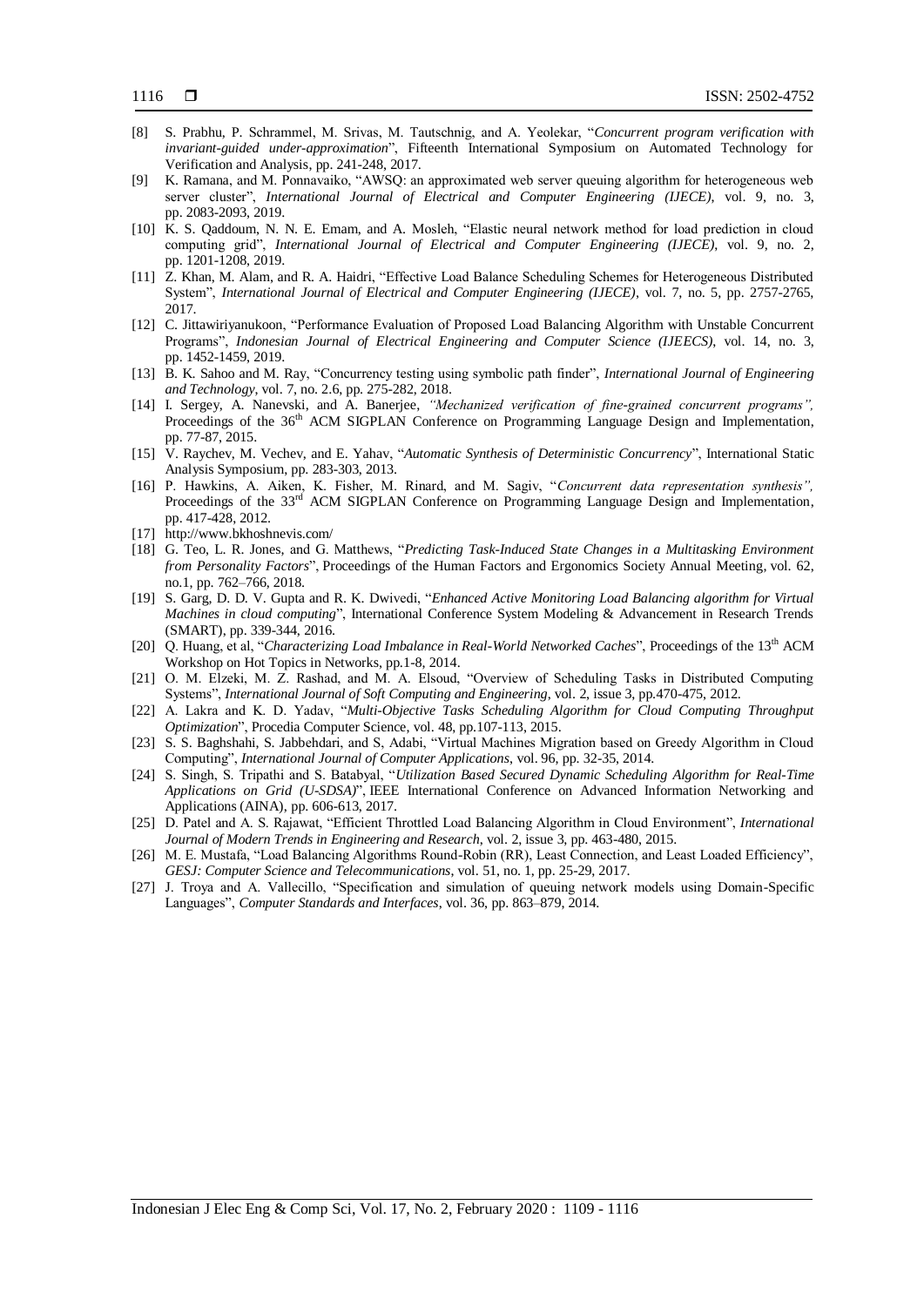[8] S. Prabhu, P. Schrammel, M. Srivas, M. Tautschnig, and A. Yeolekar, "*Concurrent program verification with invariant-guided under-approximation*", Fifteenth International Symposium on Automated Technology for Verification and Analysis, pp. 241-248, 2017.

[9] K. Ramana, and M. Ponnavaiko, "AWSQ: an approximated web server queuing algorithm for heterogeneous web server cluster", *International Journal of Electrical and Computer Engineering (IJECE)*, vol. 9, no. 3, pp. 2083-2093, 2019.

[10] K. S. Qaddoum, N. N. E. Emam, and A. Mosleh, "Elastic neural network method for load prediction in cloud computing grid", *International Journal of Electrical and Computer Engineering (IJECE)*, vol. 9, no. 2, pp. 1201-1208, 2019.

[11] Z. Khan, M. Alam, and R. A. Haidri, "Effective Load Balance Scheduling Schemes for Heterogeneous Distributed System", *International Journal of Electrical and Computer Engineering (IJECE)*, vol. 7, no. 5, pp. 2757-2765, 2017.

[12] C. Jittawiriyanukoon, "Performance Evaluation of Proposed Load Balancing Algorithm with Unstable Concurrent Programs", *Indonesian Journal of Electrical Engineering and Computer Science (IJEECS)*, vol. 14, no. 3, pp. 1452-1459, 2019.

[13] B. K. Sahoo and M. Ray, "Concurrency testing using symbolic path finder", *International Journal of Engineering and Technology*, vol. 7, no. 2.6, pp. 275-282, 2018.

[14] I. Sergey, A. Nanevski, and A. Banerjee, *"Mechanized verification of fine-grained concurrent programs"*, Proceedings of the 36th ACM SIGPLAN Conference on Programming Language Design and Implementation, pp. 77-87, 2015.

[15] V. Raychev, M. Vechev, and E. Yahav, "*Automatic Synthesis of Deterministic Concurrency*", International Static Analysis Symposium, pp. 283-303, 2013.

[16] P. Hawkins, A. Aiken, K. Fisher, M. Rinard, and M. Sagiv, "*Concurrent data representation synthesis",* Proceedings of the 33rd ACM SIGPLAN Conference on Programming Language Design and Implementation, pp. 417-428, 2012.

[17] http://www.bkhoshnevis.com/

[18] G. Teo, L. R. Jones, and G. Matthews, "*Predicting Task-Induced State Changes in a Multitasking Environment from Personality Factors*", Proceedings of the Human Factors and Ergonomics Society Annual Meeting, vol. 62, no.1, pp. 762–766, 2018.

[19] S. Garg, D. D. V. Gupta and R. K. Dwivedi, "*Enhanced Active Monitoring Load Balancing algorithm for Virtual Machines in cloud computing*", International Conference System Modeling & Advancement in Research Trends (SMART), pp. 339-344, 2016.

[20] Q. Huang, et al, "*Characterizing Load Imbalance in Real-World Networked Caches*", Proceedings of the 13th ACM Workshop on Hot Topics in Networks, pp.1-8, 2014.

[21] O. M. Elzeki, M. Z. Rashad, and M. A. Elsoud, "Overview of Scheduling Tasks in Distributed Computing Systems", *International Journal of Soft Computing and Engineering*, vol. 2, issue 3, pp.470-475, 2012.

[22] A. Lakra and K. D. Yadav, "*Multi-Objective Tasks Scheduling Algorithm for Cloud Computing Throughput Optimization*", Procedia Computer Science, vol. 48, pp.107-113, 2015.

[23] S. S. Baghshahi, S. Jabbehdari, and S, Adabi, "Virtual Machines Migration based on Greedy Algorithm in Cloud Computing", *International Journal of Computer Applications*, vol. 96, pp. 32-35, 2014.

[24] S. Singh, S. Tripathi and S. Batabyal, "*Utilization Based Secured Dynamic Scheduling Algorithm for Real-Time Applications on Grid (U-SDSA)*", IEEE International Conference on Advanced Information Networking and Applications (AINA), pp. 606-613, 2017.

[25] D. Patel and A. S. Rajawat, "Efficient Throttled Load Balancing Algorithm in Cloud Environment", *International Journal of Modern Trends in Engineering and Research*, vol. 2, issue 3, pp. 463-480, 2015.

[26] M. E. Mustafa, "Load Balancing Algorithms Round-Robin (RR), Least Connection, and Least Loaded Efficiency", *GESJ: Computer Science and Telecommunications*, vol. 51, no. 1, pp. 25-29, 2017.

[27] J. Troya and A. Vallecillo, "Specification and simulation of queuing network models using Domain-Specific Languages", *Computer Standards and Interfaces*, vol. 36, pp. 863–879, 2014.